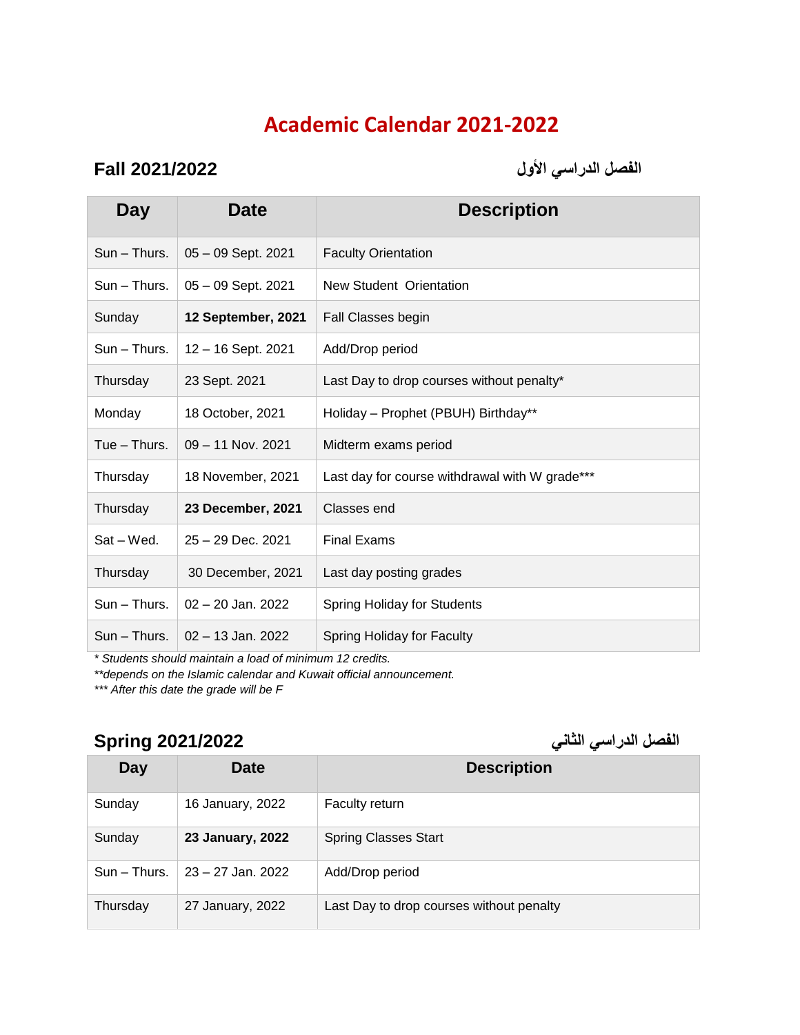# Academic Calendar 2021-2022

## Fall 2021/2022 الفصل الدراسي الأول

| Day | Date | Description |
|---|---|---|
| Sun – Thurs. | 05 – 09 Sept. 2021 | Faculty Orientation |
| Sun – Thurs. | 05 – 09 Sept. 2021 | New Student Orientation |
| Sunday | **12 September, 2021** | Fall Classes begin |
| Sun – Thurs. | 12 – 16 Sept. 2021 | Add/Drop period |
| Thursday | 23 Sept. 2021 | Last Day to drop courses without penalty* |
| Monday | 18 October, 2021 | Holiday – Prophet (PBUH) Birthday** |
| Tue – Thurs. | 09 – 11 Nov. 2021 | Midterm exams period |
| Thursday | 18 November, 2021 | Last day for course withdrawal with W grade*** |
| Thursday | **23 December, 2021** | Classes end |
| Sat – Wed. | 25 – 29 Dec. 2021 | Final Exams |
| Thursday | 30 December, 2021 | Last day posting grades |
| Sun – Thurs. | 02 – 20 Jan. 2022 | Spring Holiday for Students |
| Sun – Thurs. | 02 – 13 Jan. 2022 | Spring Holiday for Faculty |

*\* Students should maintain a load of minimum 12 credits.*
*\*\*depends on the Islamic calendar and Kuwait official announcement.*
*\*\*\* After this date the grade will be F*

## Spring 2021/2022 الفصل الدراسي الثاني

| Day | Date | Description |
|---|---|---|
| Sunday | 16 January, 2022 | Faculty return |
| Sunday | **23 January, 2022** | Spring Classes Start |
| Sun – Thurs. | 23 – 27 Jan. 2022 | Add/Drop period |
| Thursday | 27 January, 2022 | Last Day to drop courses without penalty |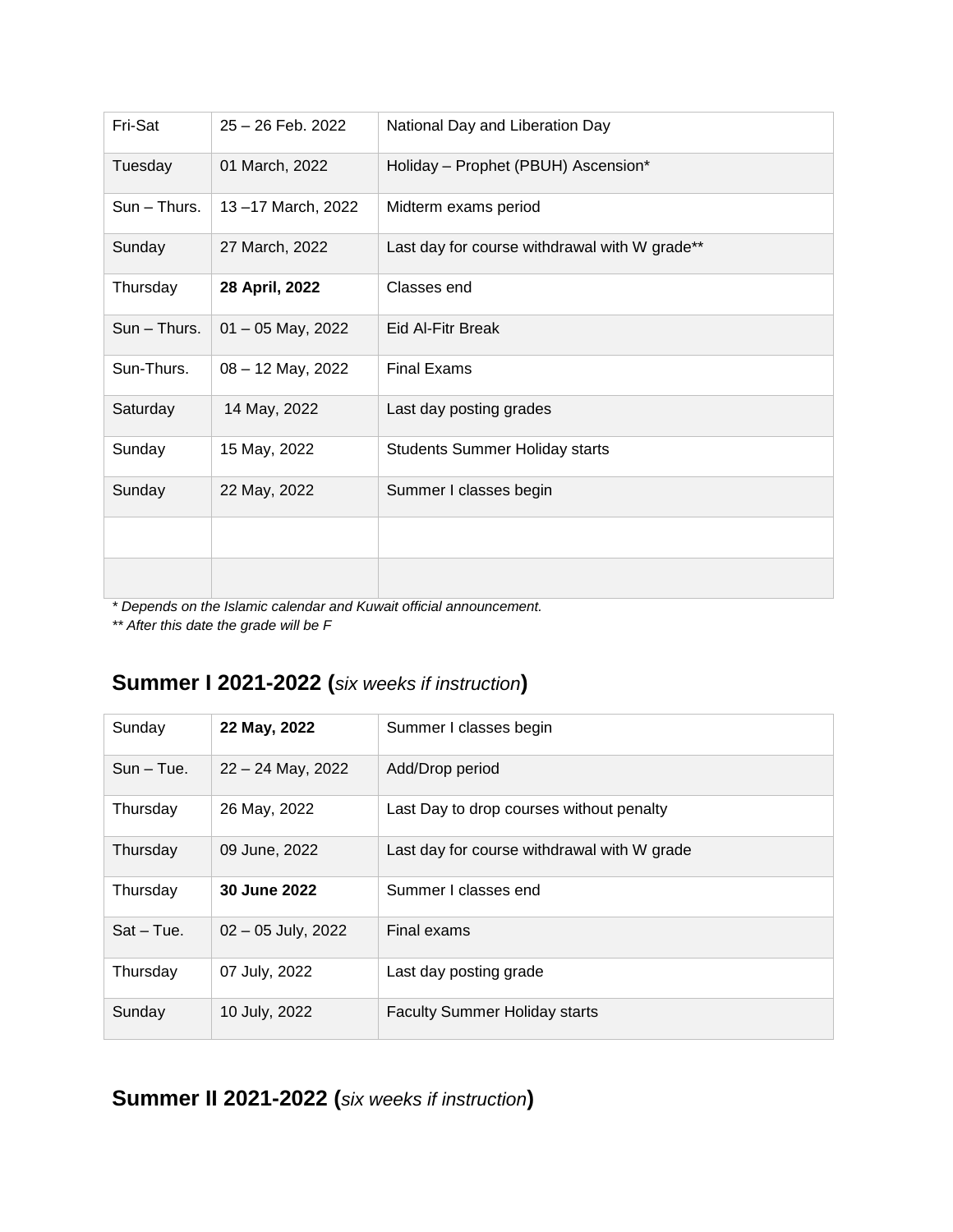| | | |
|---|---|---|
| Fri-Sat | 25 – 26 Feb. 2022 | National Day and Liberation Day |
| Tuesday | 01 March, 2022 | Holiday – Prophet (PBUH) Ascension* |
| Sun – Thurs. | 13 –17 March, 2022 | Midterm exams period |
| Sunday | 27 March, 2022 | Last day for course withdrawal with W grade** |
| Thursday | **28 April, 2022** | Classes end |
| Sun – Thurs. | 01 – 05 May, 2022 | Eid Al-Fitr Break |
| Sun-Thurs. | 08 – 12 May, 2022 | Final Exams |
| Saturday | 14 May, 2022 | Last day posting grades |
| Sunday | 15 May, 2022 | Students Summer Holiday starts |
| Sunday | 22 May, 2022 | Summer I classes begin |
| | | |
| | | |

*\* Depends on the Islamic calendar and Kuwait official announcement.*

*\*\* After this date the grade will be F*

## Summer I 2021-2022 (*six weeks if instruction*)

| | | |
|---|---|---|
| Sunday | **22 May, 2022** | Summer I classes begin |
| Sun – Tue. | 22 – 24 May, 2022 | Add/Drop period |
| Thursday | 26 May, 2022 | Last Day to drop courses without penalty |
| Thursday | 09 June, 2022 | Last day for course withdrawal with W grade |
| Thursday | **30 June 2022** | Summer I classes end |
| Sat – Tue. | 02 – 05 July, 2022 | Final exams |
| Thursday | 07 July, 2022 | Last day posting grade |
| Sunday | 10 July, 2022 | Faculty Summer Holiday starts |

## Summer II 2021-2022 (*six weeks if instruction*)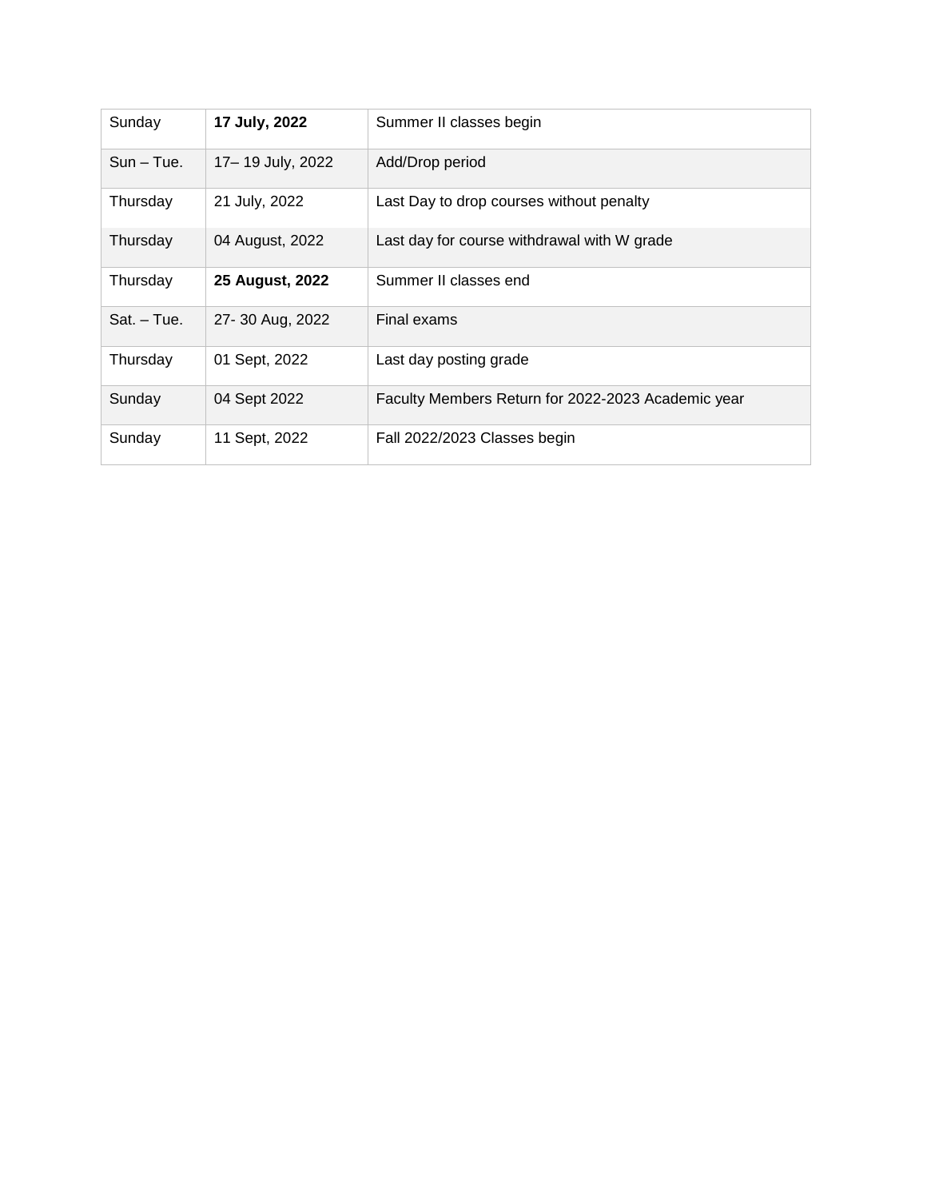| | | |
|---|---|---|
| Sunday | **17 July, 2022** | Summer II classes begin |
| Sun – Tue. | 17– 19 July, 2022 | Add/Drop period |
| Thursday | 21 July, 2022 | Last Day to drop courses without penalty |
| Thursday | 04 August, 2022 | Last day for course withdrawal with W grade |
| Thursday | **25 August, 2022** | Summer II classes end |
| Sat. – Tue. | 27- 30 Aug, 2022 | Final exams |
| Thursday | 01 Sept, 2022 | Last day posting grade |
| Sunday | 04 Sept 2022 | Faculty Members Return for 2022-2023 Academic year |
| Sunday | 11 Sept, 2022 | Fall 2022/2023 Classes begin |